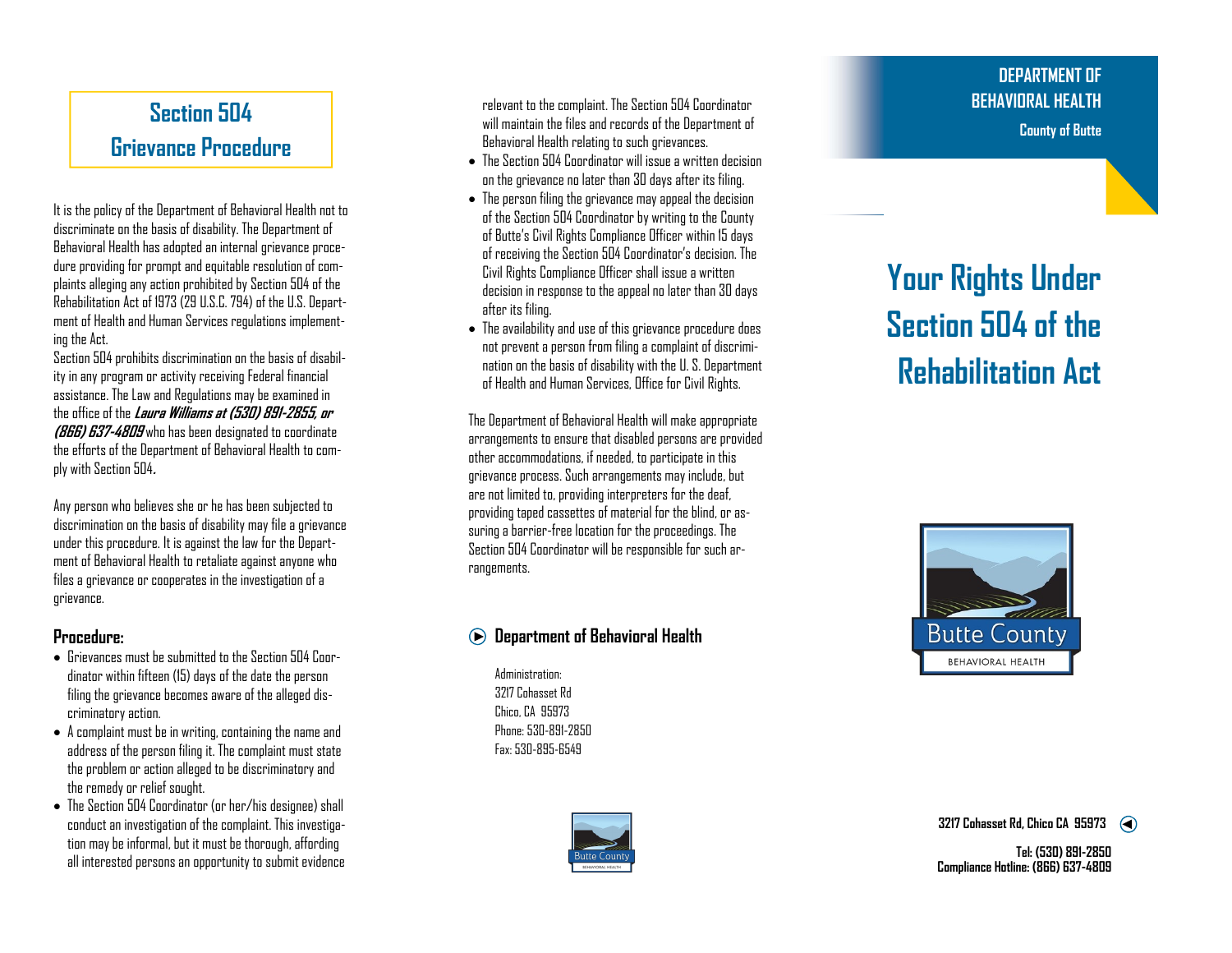# Section 504 Grievance Procedure

It is the policy of the Department of Behavioral Health not to discriminate on the basis of disability. The Department of Behavioral Health has adopted an internal grievance procedure providing for prompt and equitable resolution of complaints alleging any action prohibited by Section 504 of the Rehabilitation Act of 1973 (29 U.S.C. 794) of the U.S. Department of Health and Human Services regulations implementing the Act.

Section 504 prohibits discrimination on the basis of disability in any program or activity receiving Federal financial assistance. The Law and Regulations may be examined in the office of the ***Laura Williams at (530) 891-2855, or (866) 637-4809*** who has been designated to coordinate the efforts of the Department of Behavioral Health to comply with Section 504**.**

Any person who believes she or he has been subjected to discrimination on the basis of disability may file a grievance under this procedure. It is against the law for the Department of Behavioral Health to retaliate against anyone who files a grievance or cooperates in the investigation of a grievance.

### Procedure:

- Grievances must be submitted to the Section 504 Coordinator within fifteen (15) days of the date the person filing the grievance becomes aware of the alleged discriminatory action.
- A complaint must be in writing, containing the name and address of the person filing it. The complaint must state the problem or action alleged to be discriminatory and the remedy or relief sought.
- The Section 504 Coordinator (or her/his designee) shall conduct an investigation of the complaint. This investigation may be informal, but it must be thorough, affording all interested persons an opportunity to submit evidence relevant to the complaint. The Section 504 Coordinator will maintain the files and records of the Department of Behavioral Health relating to such grievances.
- The Section 504 Coordinator will issue a written decision on the grievance no later than 30 days after its filing.
- The person filing the grievance may appeal the decision of the Section 504 Coordinator by writing to the County of Butte's Civil Rights Compliance Officer within 15 days of receiving the Section 504 Coordinator's decision. The Civil Rights Compliance Officer shall issue a written decision in response to the appeal no later than 30 days after its filing.
- The availability and use of this grievance procedure does not prevent a person from filing a complaint of discrimination on the basis of disability with the U. S. Department of Health and Human Services, Office for Civil Rights.

The Department of Behavioral Health will make appropriate arrangements to ensure that disabled persons are provided other accommodations, if needed, to participate in this grievance process. Such arrangements may include, but are not limited to, providing interpreters for the deaf, providing taped cassettes of material for the blind, or assuring a barrier-free location for the proceedings. The Section 504 Coordinator will be responsible for such arrangements.

### Department of Behavioral Health

Administration:
3217 Cohasset Rd
Chico, CA 95973
Phone: 530-891-2850
Fax: 530-895-6549

**DEPARTMENT OF BEHAVIORAL HEALTH**

**County of Butte**

# Your Rights Under Section 504 of the Rehabilitation Act

Butte County
BEHAVIORAL HEALTH

**3217 Cohasset Rd, Chico CA 95973**

**Tel: (530) 891-2850**
**Compliance Hotline: (866) 637-4809**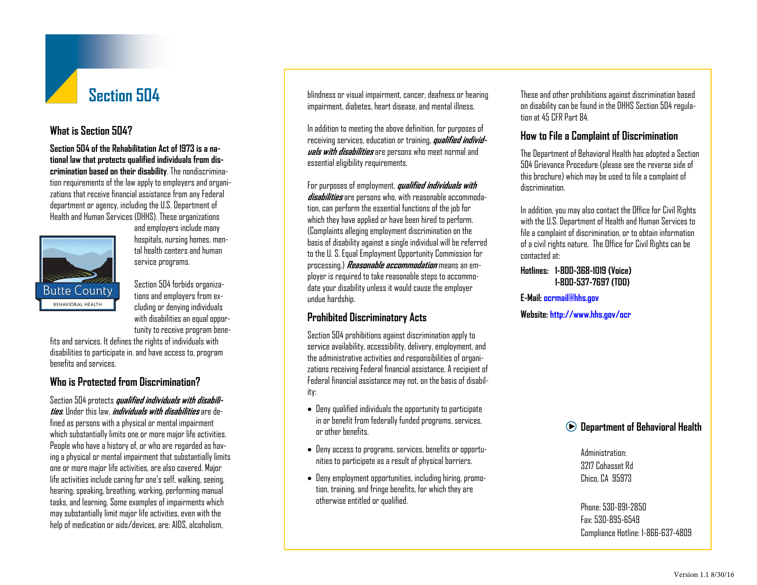# Section 504

## What is Section 504?

**Section 504 of the Rehabilitation Act of 1973 is a national law that protects qualified individuals from discrimination based on their disability**. The nondiscrimination requirements of the law apply to employers and organizations that receive financial assistance from any Federal department or agency, including the U.S. Department of Health and Human Services (DHHS). These organizations and employers include many hospitals, nursing homes, mental health centers and human service programs.

Butte County
BEHAVIORAL HEALTH

Section 504 forbids organizations and employers from excluding or denying individuals with disabilities an equal opportunity to receive program benefits and services. It defines the rights of individuals with disabilities to participate in, and have access to, program benefits and services.

## Who is Protected from Discrimination?

Section 504 protects ***qualified individuals with disabilities***. Under this law, ***individuals with disabilities*** are defined as persons with a physical or mental impairment which substantially limits one or more major life activities. People who have a history of, or who are regarded as having a physical or mental impairment that substantially limits one or more major life activities, are also covered. Major life activities include caring for one's self, walking, seeing, hearing, speaking, breathing, working, performing manual tasks, and learning. Some examples of impairments which may substantially limit major life activities, even with the help of medication or aids/devices, are: AIDS, alcoholism, blindness or visual impairment, cancer, deafness or hearing impairment, diabetes, heart disease, and mental illness.

In addition to meeting the above definition, for purposes of receiving services, education or training, ***qualified individuals with disabilities*** are persons who meet normal and essential eligibility requirements.

For purposes of employment, ***qualified individuals with disabilities*** are persons who, with reasonable accommodation, can perform the essential functions of the job for which they have applied or have been hired to perform. (Complaints alleging employment discrimination on the basis of disability against a single individual will be referred to the U. S. Equal Employment Opportunity Commission for processing.) ***Reasonable accommodation*** means an employer is required to take reasonable steps to accommodate your disability unless it would cause the employer undue hardship.

## Prohibited Discriminatory Acts

Section 504 prohibitions against discrimination apply to service availability, accessibility, delivery, employment, and the administrative activities and responsibilities of organizations receiving Federal financial assistance. A recipient of Federal financial assistance may not, on the basis of disability:

- Deny qualified individuals the opportunity to participate in or benefit from federally funded programs, services, or other benefits.
- Deny access to programs, services, benefits or opportunities to participate as a result of physical barriers.
- Deny employment opportunities, including hiring, promotion, training, and fringe benefits, for which they are otherwise entitled or qualified.

These and other prohibitions against discrimination based on disability can be found in the DHHS Section 504 regulation at 45 CFR Part 84.

## How to File a Complaint of Discrimination

The Department of Behavioral Health has adopted a Section 504 Grievance Procedure (please see the reverse side of this brochure) which may be used to file a complaint of discrimination.

In addition, you may also contact the Office for Civil Rights with the U.S. Department of Health and Human Services to file a complaint of discrimination, or to obtain information of a civil rights nature. The Office for Civil Rights can be contacted at:

**Hotlines: 1-800-368-1019 (Voice)**
**1-800-537-7697 (TDD)**

**E-Mail: ocrmail@hhs.gov**

**Website: http://www.hhs.gov/ocr**

### Department of Behavioral Health

Administration:
3217 Cohasset Rd
Chico, CA 95973

Phone: 530-891-2850
Fax: 530-895-6549
Compliance Hotline: 1-866-637-4809

Version 1.1 8/30/16